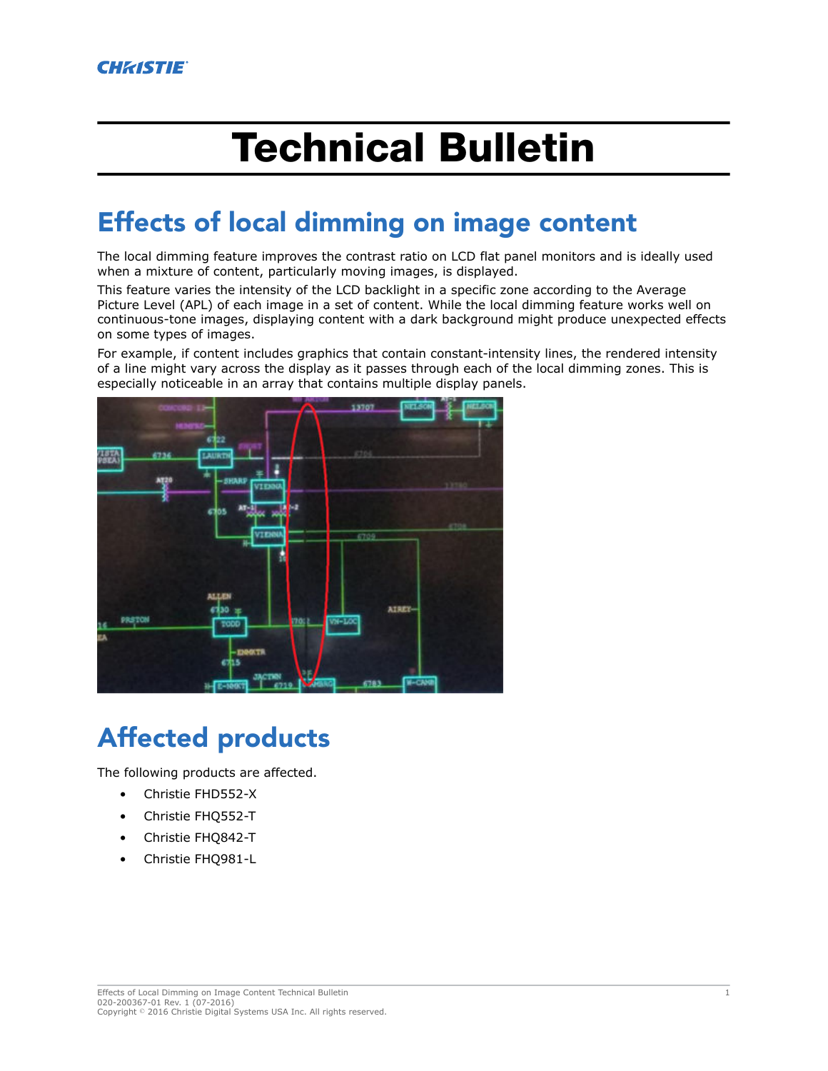# Technical Bulletin

## Effects of local dimming on image content

The local dimming feature improves the contrast ratio on LCD flat panel monitors and is ideally used when a mixture of content, particularly moving images, is displayed.

This feature varies the intensity of the LCD backlight in a specific zone according to the Average Picture Level (APL) of each image in a set of content. While the local dimming feature works well on continuous-tone images, displaying content with a dark background might produce unexpected effects on some types of images.

For example, if content includes graphics that contain constant-intensity lines, the rendered intensity of a line might vary across the display as it passes through each of the local dimming zones. This is especially noticeable in an array that contains multiple display panels.

## Affected products

The following products are affected.

- Christie FHD552-X
- Christie FHQ552-T
- Christie FHQ842-T
- Christie FHQ981-L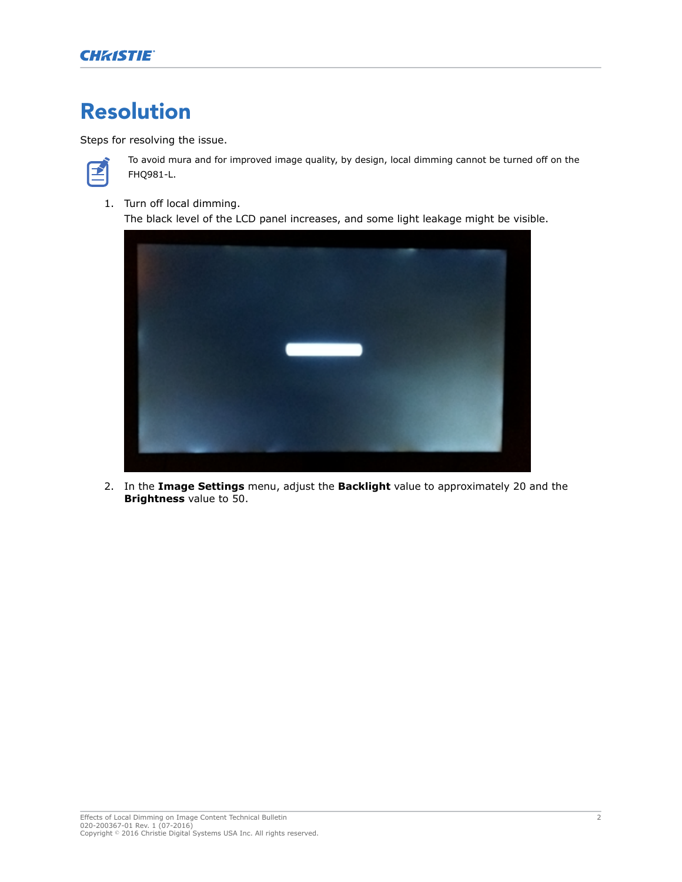# Resolution

Steps for resolving the issue.

To avoid mura and for improved image quality, by design, local dimming cannot be turned off on the FHQ981-L.

1. Turn off local dimming.
   The black level of the LCD panel increases, and some light leakage might be visible.

2. In the **Image Settings** menu, adjust the **Backlight** value to approximately 20 and the **Brightness** value to 50.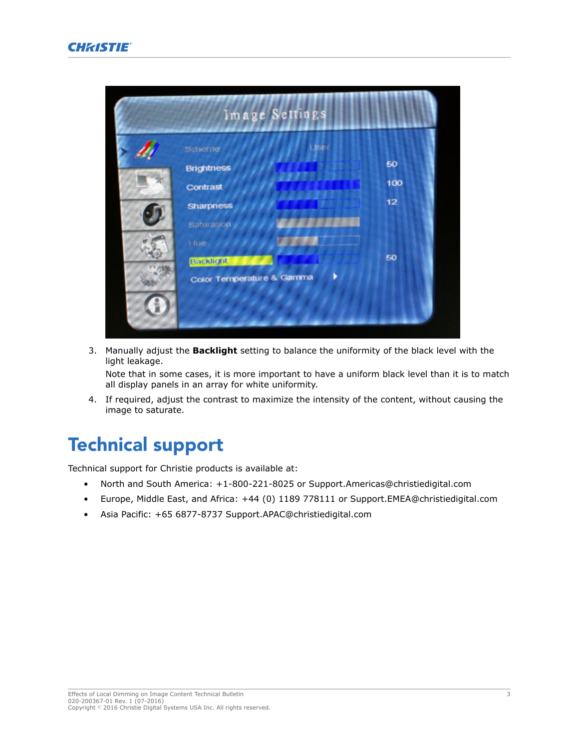3. Manually adjust the **Backlight** setting to balance the uniformity of the black level with the light leakage.

   Note that in some cases, it is more important to have a uniform black level than it is to match all display panels in an array for white uniformity.

4. If required, adjust the contrast to maximize the intensity of the content, without causing the image to saturate.

# Technical support

Technical support for Christie products is available at:

- North and South America: +1-800-221-8025 or Support.Americas@christiedigital.com
- Europe, Middle East, and Africa: +44 (0) 1189 778111 or Support.EMEA@christiedigital.com
- Asia Pacific: +65 6877-8737 Support.APAC@christiedigital.com